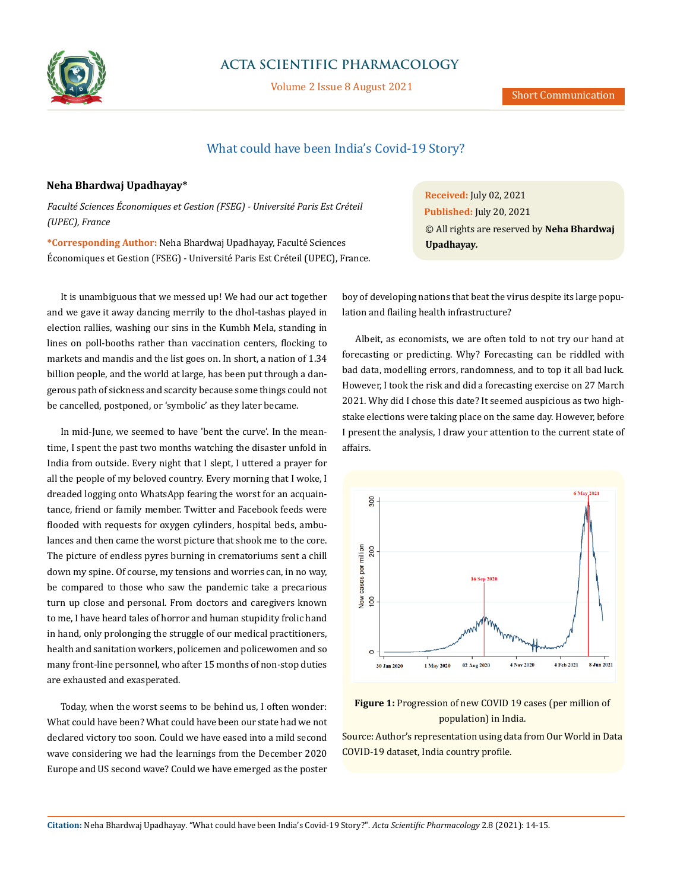# What could have been India's Covid-19 Story?

**Neha Bhardwaj Upadhayay***

*Faculté Sciences Économiques et Gestion (FSEG) - Université Paris Est Créteil (UPEC), France*

**\*Corresponding Author:** Neha Bhardwaj Upadhayay, Faculté Sciences Économiques et Gestion (FSEG) - Université Paris Est Créteil (UPEC), France.

**Received:** July 02, 2021
**Published:** July 20, 2021
© All rights are reserved by **Neha Bhardwaj Upadhayay.**

It is unambiguous that we messed up! We had our act together and we gave it away dancing merrily to the dhol-tashas played in election rallies, washing our sins in the Kumbh Mela, standing in lines on poll-booths rather than vaccination centers, flocking to markets and mandis and the list goes on. In short, a nation of 1.34 billion people, and the world at large, has been put through a dangerous path of sickness and scarcity because some things could not be cancelled, postponed, or 'symbolic' as they later became.

In mid-June, we seemed to have 'bent the curve'. In the meantime, I spent the past two months watching the disaster unfold in India from outside. Every night that I slept, I uttered a prayer for all the people of my beloved country. Every morning that I woke, I dreaded logging onto WhatsApp fearing the worst for an acquaintance, friend or family member. Twitter and Facebook feeds were flooded with requests for oxygen cylinders, hospital beds, ambulances and then came the worst picture that shook me to the core. The picture of endless pyres burning in crematoriums sent a chill down my spine. Of course, my tensions and worries can, in no way, be compared to those who saw the pandemic take a precarious turn up close and personal. From doctors and caregivers known to me, I have heard tales of horror and human stupidity frolic hand in hand, only prolonging the struggle of our medical practitioners, health and sanitation workers, policemen and policewomen and so many front-line personnel, who after 15 months of non-stop duties are exhausted and exasperated.

Today, when the worst seems to be behind us, I often wonder: What could have been? What could have been our state had we not declared victory too soon. Could we have eased into a mild second wave considering we had the learnings from the December 2020 Europe and US second wave? Could we have emerged as the poster boy of developing nations that beat the virus despite its large population and flailing health infrastructure?

Albeit, as economists, we are often told to not try our hand at forecasting or predicting. Why? Forecasting can be riddled with bad data, modelling errors, randomness, and to top it all bad luck. However, I took the risk and did a forecasting exercise on 27 March 2021. Why did I chose this date? It seemed auspicious as two high-stake elections were taking place on the same day. However, before I present the analysis, I draw your attention to the current state of affairs.

**Figure 1:** Progression of new COVID 19 cases (per million of population) in India.

Source: Author's representation using data from Our World in Data COVID-19 dataset, India country profile.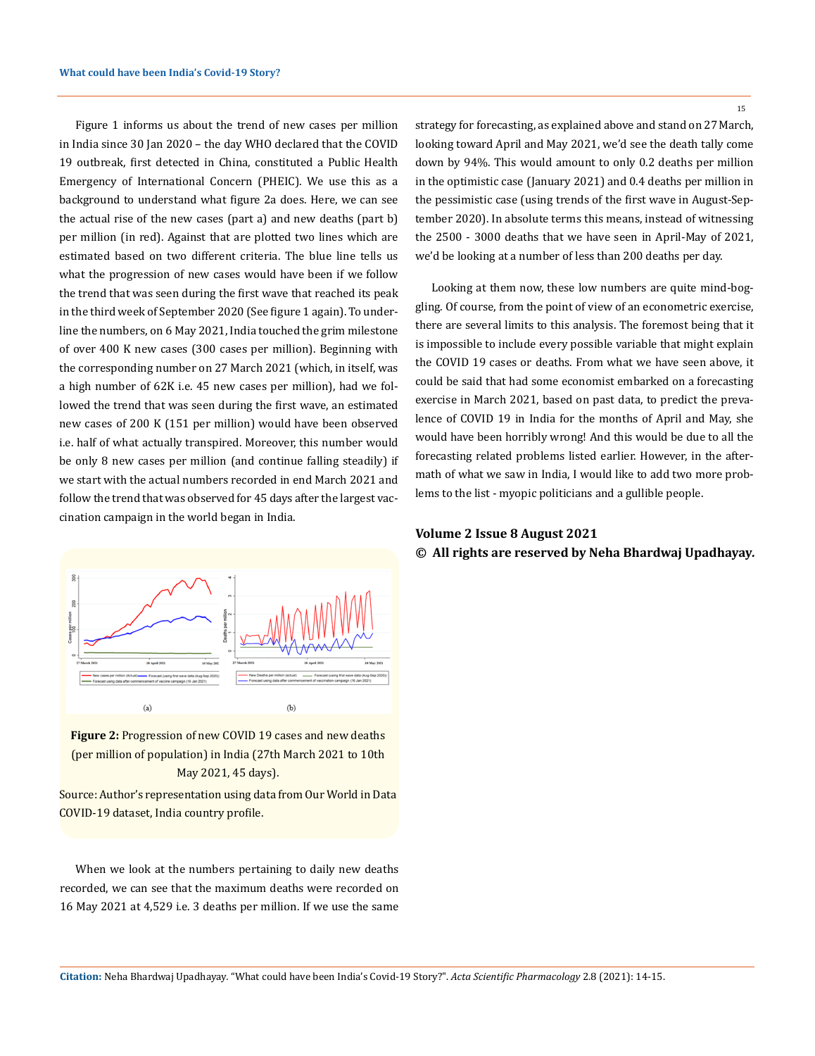Figure 1 informs us about the trend of new cases per million in India since 30 Jan 2020 – the day WHO declared that the COVID 19 outbreak, first detected in China, constituted a Public Health Emergency of International Concern (PHEIC). We use this as a background to understand what figure 2a does. Here, we can see the actual rise of the new cases (part a) and new deaths (part b) per million (in red). Against that are plotted two lines which are estimated based on two different criteria. The blue line tells us what the progression of new cases would have been if we follow the trend that was seen during the first wave that reached its peak in the third week of September 2020 (See figure 1 again). To underline the numbers, on 6 May 2021, India touched the grim milestone of over 400 K new cases (300 cases per million). Beginning with the corresponding number on 27 March 2021 (which, in itself, was a high number of 62K i.e. 45 new cases per million), had we followed the trend that was seen during the first wave, an estimated new cases of 200 K (151 per million) would have been observed i.e. half of what actually transpired. Moreover, this number would be only 8 new cases per million (and continue falling steadily) if we start with the actual numbers recorded in end March 2021 and follow the trend that was observed for 45 days after the largest vaccination campaign in the world began in India.

(a)

Cases per million
0
100
200
300
27 March 2021
18 April 2021
10 May 202
New cases per million (Actual)
Forecast (using first wave data (Aug-Sep 2020))
Forecast using data after commencement of vaccine campaign (16 Jan 2021)

(b)

Deaths per million
0
1
2
3
4
27 March 2021
18 April 2021
10 May 2021
New Deaths per million (actual)
Forecast (using first wave data (Aug-Sep 2020))
Forecast using data after commencement of vaccination campaign (16 Jan 2021)

**Figure 2:** Progression of new COVID 19 cases and new deaths (per million of population) in India (27th March 2021 to 10th May 2021, 45 days).

Source: Author's representation using data from Our World in Data COVID-19 dataset, India country profile.

When we look at the numbers pertaining to daily new deaths recorded, we can see that the maximum deaths were recorded on 16 May 2021 at 4,529 i.e. 3 deaths per million. If we use the same strategy for forecasting, as explained above and stand on 27 March, looking toward April and May 2021, we'd see the death tally come down by 94%. This would amount to only 0.2 deaths per million in the optimistic case (January 2021) and 0.4 deaths per million in the pessimistic case (using trends of the first wave in August-September 2020). In absolute terms this means, instead of witnessing the 2500 - 3000 deaths that we have seen in April-May of 2021, we'd be looking at a number of less than 200 deaths per day.

Looking at them now, these low numbers are quite mind-boggling. Of course, from the point of view of an econometric exercise, there are several limits to this analysis. The foremost being that it is impossible to include every possible variable that might explain the COVID 19 cases or deaths. From what we have seen above, it could be said that had some economist embarked on a forecasting exercise in March 2021, based on past data, to predict the prevalence of COVID 19 in India for the months of April and May, she would have been horribly wrong! And this would be due to all the forecasting related problems listed earlier. However, in the aftermath of what we saw in India, I would like to add two more problems to the list - myopic politicians and a gullible people.

**Volume 2 Issue 8 August 2021**
**© All rights are reserved by Neha Bhardwaj Upadhayay.**